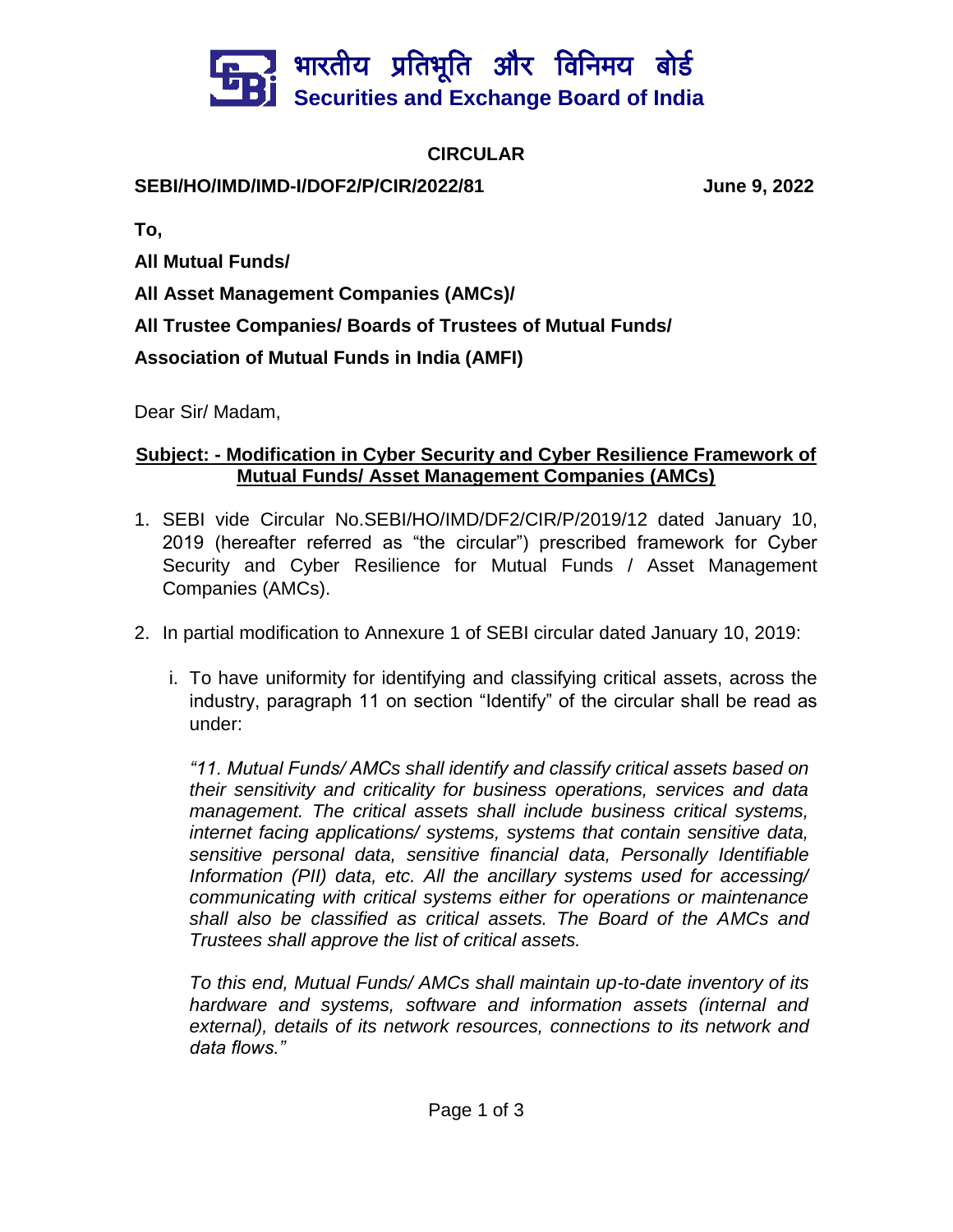भारतीय प्रतिभूति और विनिमय बोर्ड
**Securities and Exchange Board of India**

## CIRCULAR

**SEBI/HO/IMD/IMD-I/DOF2/P/CIR/2022/81** **June 9, 2022**

**To,**

**All Mutual Funds/**

**All Asset Management Companies (AMCs)/**

**All Trustee Companies/ Boards of Trustees of Mutual Funds/**

**Association of Mutual Funds in India (AMFI)**

Dear Sir/ Madam,

**Subject: - Modification in Cyber Security and Cyber Resilience Framework of Mutual Funds/ Asset Management Companies (AMCs)**

1. SEBI vide Circular No.SEBI/HO/IMD/DF2/CIR/P/2019/12 dated January 10, 2019 (hereafter referred as "the circular") prescribed framework for Cyber Security and Cyber Resilience for Mutual Funds / Asset Management Companies (AMCs).

2. In partial modification to Annexure 1 of SEBI circular dated January 10, 2019:

   i. To have uniformity for identifying and classifying critical assets, across the industry, paragraph 11 on section "Identify" of the circular shall be read as under:

   *"11. Mutual Funds/ AMCs shall identify and classify critical assets based on their sensitivity and criticality for business operations, services and data management. The critical assets shall include business critical systems, internet facing applications/ systems, systems that contain sensitive data, sensitive personal data, sensitive financial data, Personally Identifiable Information (PII) data, etc. All the ancillary systems used for accessing/ communicating with critical systems either for operations or maintenance shall also be classified as critical assets. The Board of the AMCs and Trustees shall approve the list of critical assets.*

   *To this end, Mutual Funds/ AMCs shall maintain up-to-date inventory of its hardware and systems, software and information assets (internal and external), details of its network resources, connections to its network and data flows."*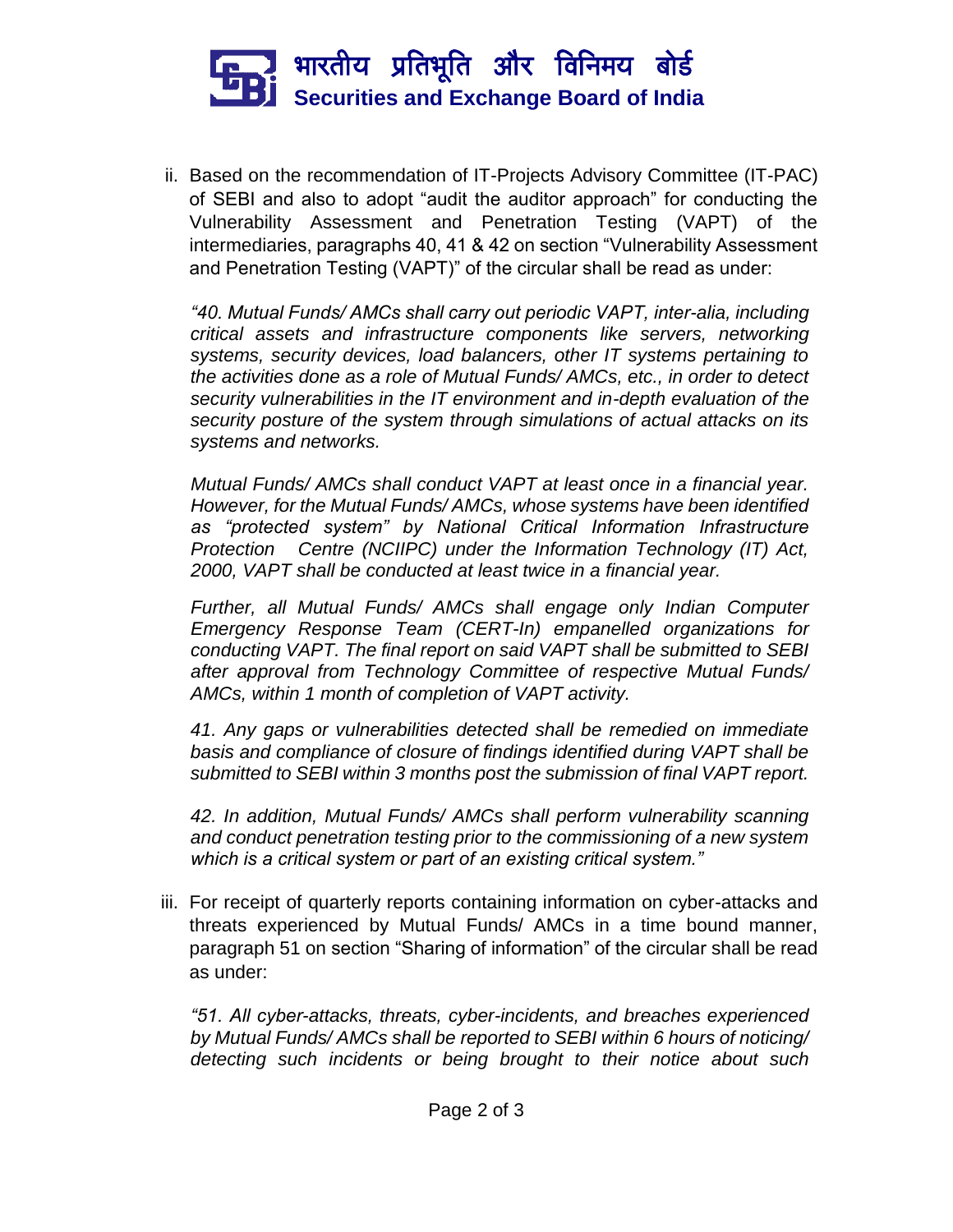ii. Based on the recommendation of IT-Projects Advisory Committee (IT-PAC) of SEBI and also to adopt "audit the auditor approach" for conducting the Vulnerability Assessment and Penetration Testing (VAPT) of the intermediaries, paragraphs 40, 41 & 42 on section "Vulnerability Assessment and Penetration Testing (VAPT)" of the circular shall be read as under:

*"40. Mutual Funds/ AMCs shall carry out periodic VAPT, inter-alia, including critical assets and infrastructure components like servers, networking systems, security devices, load balancers, other IT systems pertaining to the activities done as a role of Mutual Funds/ AMCs, etc., in order to detect security vulnerabilities in the IT environment and in-depth evaluation of the security posture of the system through simulations of actual attacks on its systems and networks.*

*Mutual Funds/ AMCs shall conduct VAPT at least once in a financial year. However, for the Mutual Funds/ AMCs, whose systems have been identified as "protected system" by National Critical Information Infrastructure Protection Centre (NCIIPC) under the Information Technology (IT) Act, 2000, VAPT shall be conducted at least twice in a financial year.*

*Further, all Mutual Funds/ AMCs shall engage only Indian Computer Emergency Response Team (CERT-In) empanelled organizations for conducting VAPT. The final report on said VAPT shall be submitted to SEBI after approval from Technology Committee of respective Mutual Funds/ AMCs, within 1 month of completion of VAPT activity.*

*41. Any gaps or vulnerabilities detected shall be remedied on immediate basis and compliance of closure of findings identified during VAPT shall be submitted to SEBI within 3 months post the submission of final VAPT report.*

*42. In addition, Mutual Funds/ AMCs shall perform vulnerability scanning and conduct penetration testing prior to the commissioning of a new system which is a critical system or part of an existing critical system."*

iii. For receipt of quarterly reports containing information on cyber-attacks and threats experienced by Mutual Funds/ AMCs in a time bound manner, paragraph 51 on section "Sharing of information" of the circular shall be read as under:

*"51. All cyber-attacks, threats, cyber-incidents, and breaches experienced by Mutual Funds/ AMCs shall be reported to SEBI within 6 hours of noticing/ detecting such incidents or being brought to their notice about such*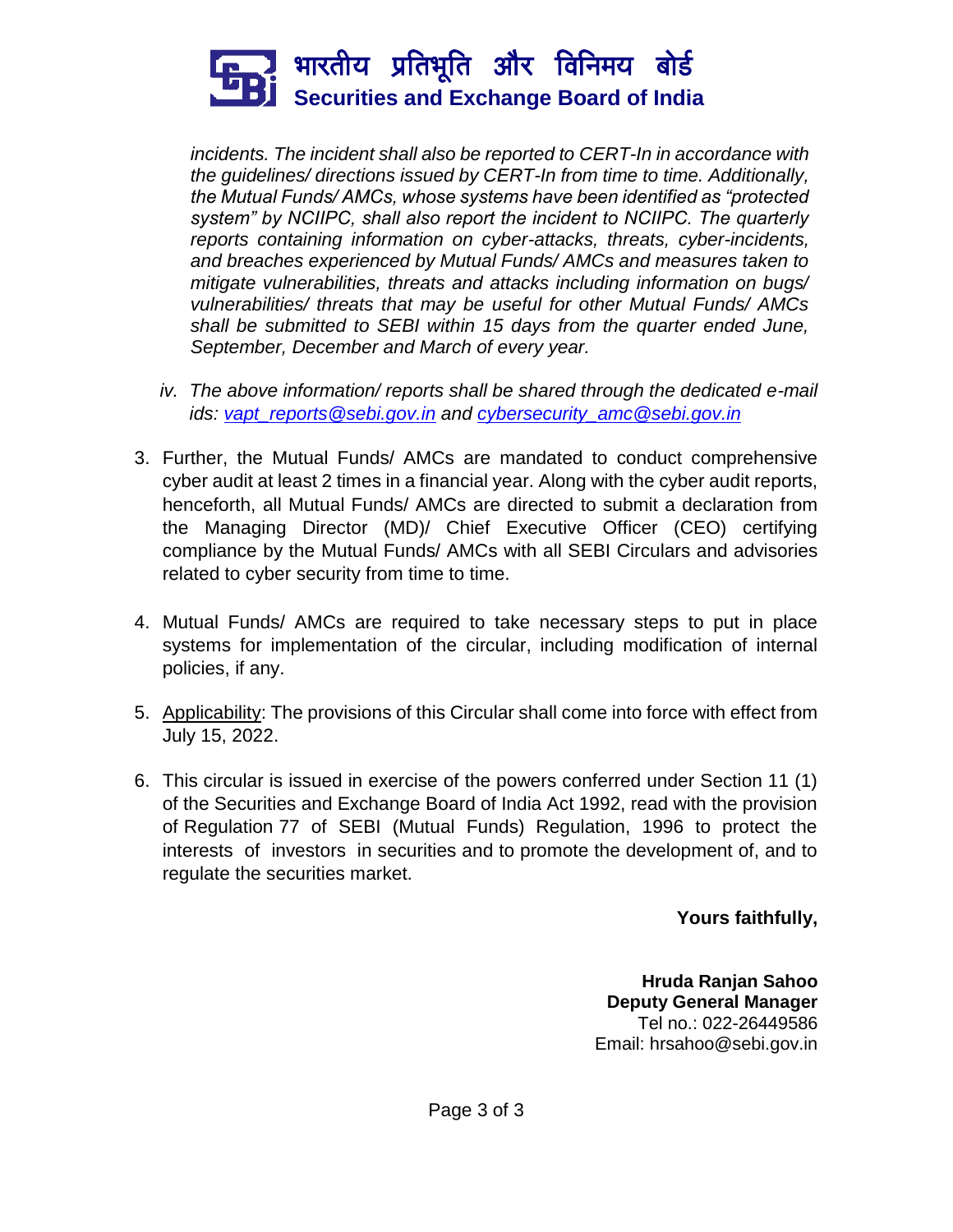*incidents. The incident shall also be reported to CERT-In in accordance with the guidelines/ directions issued by CERT-In from time to time. Additionally, the Mutual Funds/ AMCs, whose systems have been identified as "protected system" by NCIIPC, shall also report the incident to NCIIPC. The quarterly reports containing information on cyber-attacks, threats, cyber-incidents, and breaches experienced by Mutual Funds/ AMCs and measures taken to mitigate vulnerabilities, threats and attacks including information on bugs/ vulnerabilities/ threats that may be useful for other Mutual Funds/ AMCs shall be submitted to SEBI within 15 days from the quarter ended June, September, December and March of every year.*

iv. *The above information/ reports shall be shared through the dedicated e-mail ids: vapt_reports@sebi.gov.in and cybersecurity_amc@sebi.gov.in*

3. Further, the Mutual Funds/ AMCs are mandated to conduct comprehensive cyber audit at least 2 times in a financial year. Along with the cyber audit reports, henceforth, all Mutual Funds/ AMCs are directed to submit a declaration from the Managing Director (MD)/ Chief Executive Officer (CEO) certifying compliance by the Mutual Funds/ AMCs with all SEBI Circulars and advisories related to cyber security from time to time.

4. Mutual Funds/ AMCs are required to take necessary steps to put in place systems for implementation of the circular, including modification of internal policies, if any.

5. Applicability: The provisions of this Circular shall come into force with effect from July 15, 2022.

6. This circular is issued in exercise of the powers conferred under Section 11 (1) of the Securities and Exchange Board of India Act 1992, read with the provision of Regulation 77 of SEBI (Mutual Funds) Regulation, 1996 to protect the interests of investors in securities and to promote the development of, and to regulate the securities market.

**Yours faithfully,**

**Hruda Ranjan Sahoo**
**Deputy General Manager**
Tel no.: 022-26449586
Email: hrsahoo@sebi.gov.in